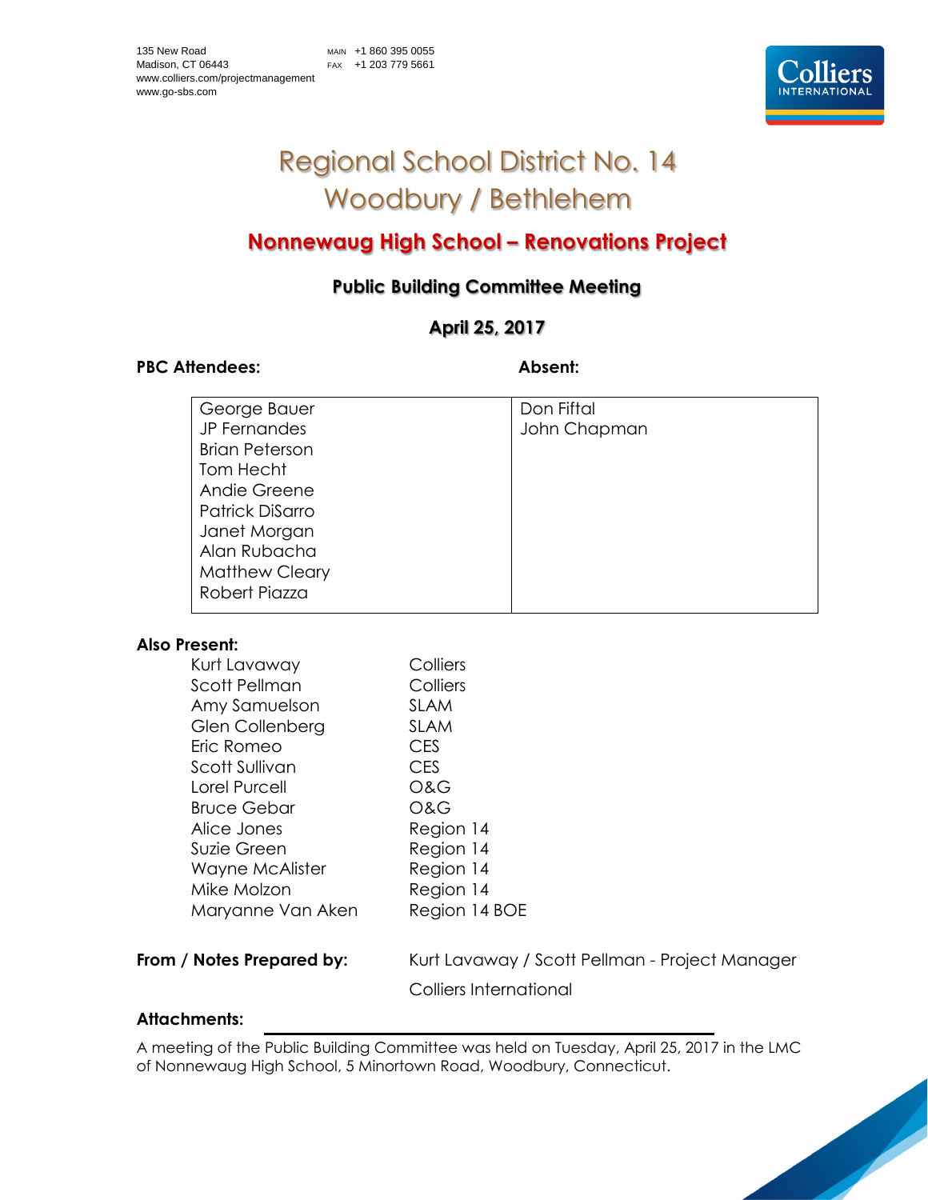135 New Road
Madison, CT 06443
www.colliers.com/projectmanagement
www.go-sbs.com

MAIN +1 860 395 0055
FAX +1 203 779 5661

# Regional School District No. 14
# Woodbury / Bethlehem

## Nonnewaug High School – Renovations Project

### Public Building Committee Meeting

### April 25, 2017

**PBC Attendees:** **Absent:**

| PBC Attendees | Absent |
|---|---|
| George Bauer<br>JP Fernandes<br>Brian Peterson<br>Tom Hecht<br>Andie Greene<br>Patrick DiSarro<br>Janet Morgan<br>Alan Rubacha<br>Matthew Cleary<br>Robert Piazza | Don Fiftal<br>John Chapman |

**Also Present:**

| | |
|---|---|
| Kurt Lavaway | Colliers |
| Scott Pellman | Colliers |
| Amy Samuelson | SLAM |
| Glen Collenberg | SLAM |
| Eric Romeo | CES |
| Scott Sullivan | CES |
| Lorel Purcell | O&G |
| Bruce Gebar | O&G |
| Alice Jones | Region 14 |
| Suzie Green | Region 14 |
| Wayne McAlister | Region 14 |
| Mike Molzon | Region 14 |
| Maryanne Van Aken | Region 14 BOE |

**From / Notes Prepared by:** Kurt Lavaway / Scott Pellman - Project Manager
Colliers International

**Attachments:**

A meeting of the Public Building Committee was held on Tuesday, April 25, 2017 in the LMC of Nonnewaug High School, 5 Minortown Road, Woodbury, Connecticut.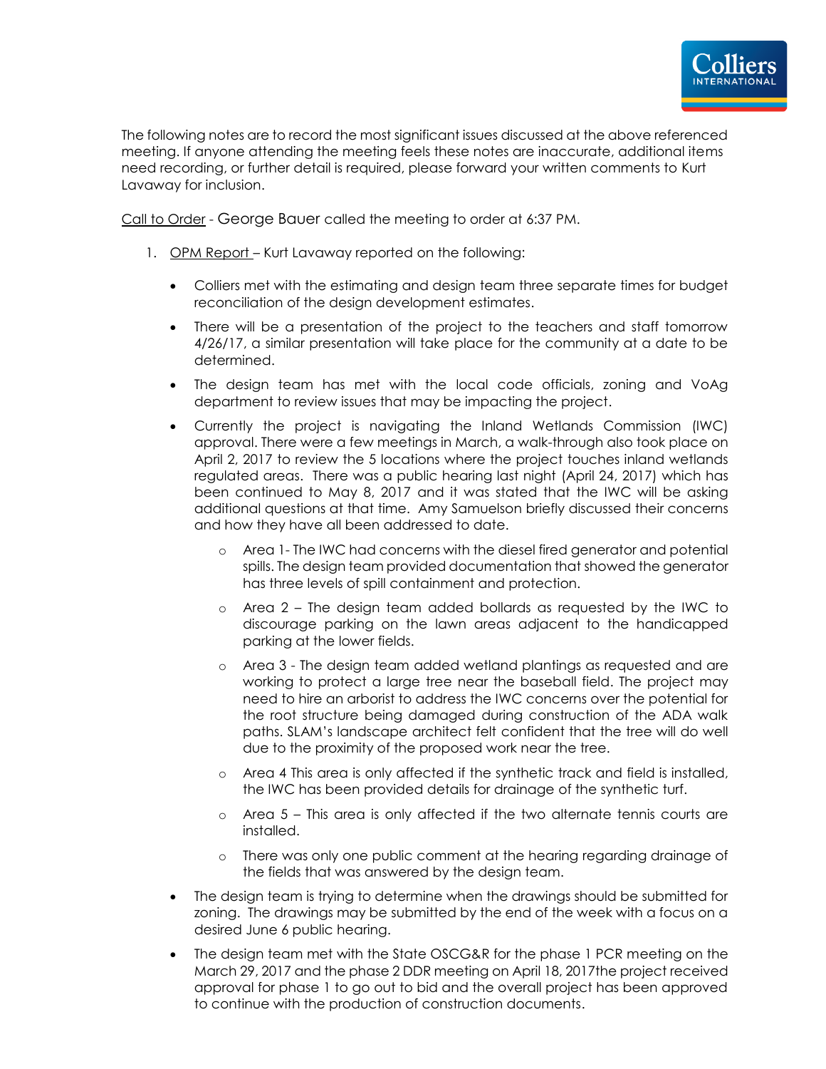The following notes are to record the most significant issues discussed at the above referenced meeting. If anyone attending the meeting feels these notes are inaccurate, additional items need recording, or further detail is required, please forward your written comments to Kurt Lavaway for inclusion.

Call to Order - George Bauer called the meeting to order at 6:37 PM.

1. OPM Report – Kurt Lavaway reported on the following:

   - Colliers met with the estimating and design team three separate times for budget reconciliation of the design development estimates.
   - There will be a presentation of the project to the teachers and staff tomorrow 4/26/17, a similar presentation will take place for the community at a date to be determined.
   - The design team has met with the local code officials, zoning and VoAg department to review issues that may be impacting the project.
   - Currently the project is navigating the Inland Wetlands Commission (IWC) approval. There were a few meetings in March, a walk-through also took place on April 2, 2017 to review the 5 locations where the project touches inland wetlands regulated areas. There was a public hearing last night (April 24, 2017) which has been continued to May 8, 2017 and it was stated that the IWC will be asking additional questions at that time. Amy Samuelson briefly discussed their concerns and how they have all been addressed to date.
     - Area 1- The IWC had concerns with the diesel fired generator and potential spills. The design team provided documentation that showed the generator has three levels of spill containment and protection.
     - Area 2 – The design team added bollards as requested by the IWC to discourage parking on the lawn areas adjacent to the handicapped parking at the lower fields.
     - Area 3 - The design team added wetland plantings as requested and are working to protect a large tree near the baseball field. The project may need to hire an arborist to address the IWC concerns over the potential for the root structure being damaged during construction of the ADA walk paths. SLAM's landscape architect felt confident that the tree will do well due to the proximity of the proposed work near the tree.
     - Area 4 This area is only affected if the synthetic track and field is installed, the IWC has been provided details for drainage of the synthetic turf.
     - Area 5 – This area is only affected if the two alternate tennis courts are installed.
     - There was only one public comment at the hearing regarding drainage of the fields that was answered by the design team.
   - The design team is trying to determine when the drawings should be submitted for zoning. The drawings may be submitted by the end of the week with a focus on a desired June 6 public hearing.
   - The design team met with the State OSCG&R for the phase 1 PCR meeting on the March 29, 2017 and the phase 2 DDR meeting on April 18, 2017the project received approval for phase 1 to go out to bid and the overall project has been approved to continue with the production of construction documents.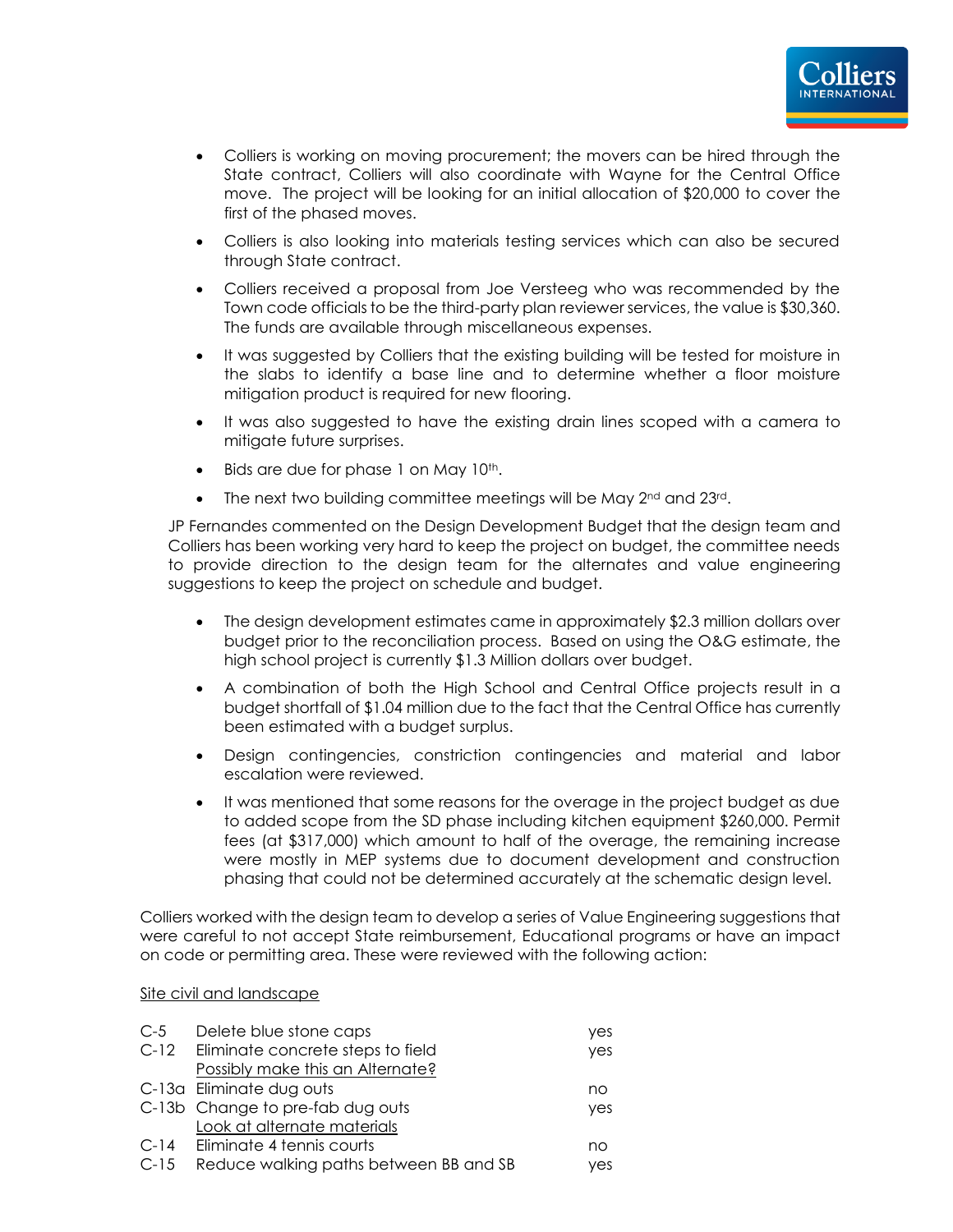- Colliers is working on moving procurement; the movers can be hired through the State contract, Colliers will also coordinate with Wayne for the Central Office move. The project will be looking for an initial allocation of $20,000 to cover the first of the phased moves.
- Colliers is also looking into materials testing services which can also be secured through State contract.
- Colliers received a proposal from Joe Versteeg who was recommended by the Town code officials to be the third-party plan reviewer services, the value is $30,360. The funds are available through miscellaneous expenses.
- It was suggested by Colliers that the existing building will be tested for moisture in the slabs to identify a base line and to determine whether a floor moisture mitigation product is required for new flooring.
- It was also suggested to have the existing drain lines scoped with a camera to mitigate future surprises.
- Bids are due for phase 1 on May 10th.
- The next two building committee meetings will be May 2nd and 23rd.

JP Fernandes commented on the Design Development Budget that the design team and Colliers has been working very hard to keep the project on budget, the committee needs to provide direction to the design team for the alternates and value engineering suggestions to keep the project on schedule and budget.

- The design development estimates came in approximately $2.3 million dollars over budget prior to the reconciliation process. Based on using the O&G estimate, the high school project is currently $1.3 Million dollars over budget.
- A combination of both the High School and Central Office projects result in a budget shortfall of $1.04 million due to the fact that the Central Office has currently been estimated with a budget surplus.
- Design contingencies, constriction contingencies and material and labor escalation were reviewed.
- It was mentioned that some reasons for the overage in the project budget as due to added scope from the SD phase including kitchen equipment $260,000. Permit fees (at $317,000) which amount to half of the overage, the remaining increase were mostly in MEP systems due to document development and construction phasing that could not be determined accurately at the schematic design level.

Colliers worked with the design team to develop a series of Value Engineering suggestions that were careful to not accept State reimbursement, Educational programs or have an impact on code or permitting area. These were reviewed with the following action:

Site civil and landscape

| | | |
|---|---|---|
| C-5 | Delete blue stone caps | yes |
| C-12 | Eliminate concrete steps to field<br>Possibly make this an Alternate? | yes |
| C-13a | Eliminate dug outs | no |
| C-13b | Change to pre-fab dug outs<br>Look at alternate materials | yes |
| C-14 | Eliminate 4 tennis courts | no |
| C-15 | Reduce walking paths between BB and SB | yes |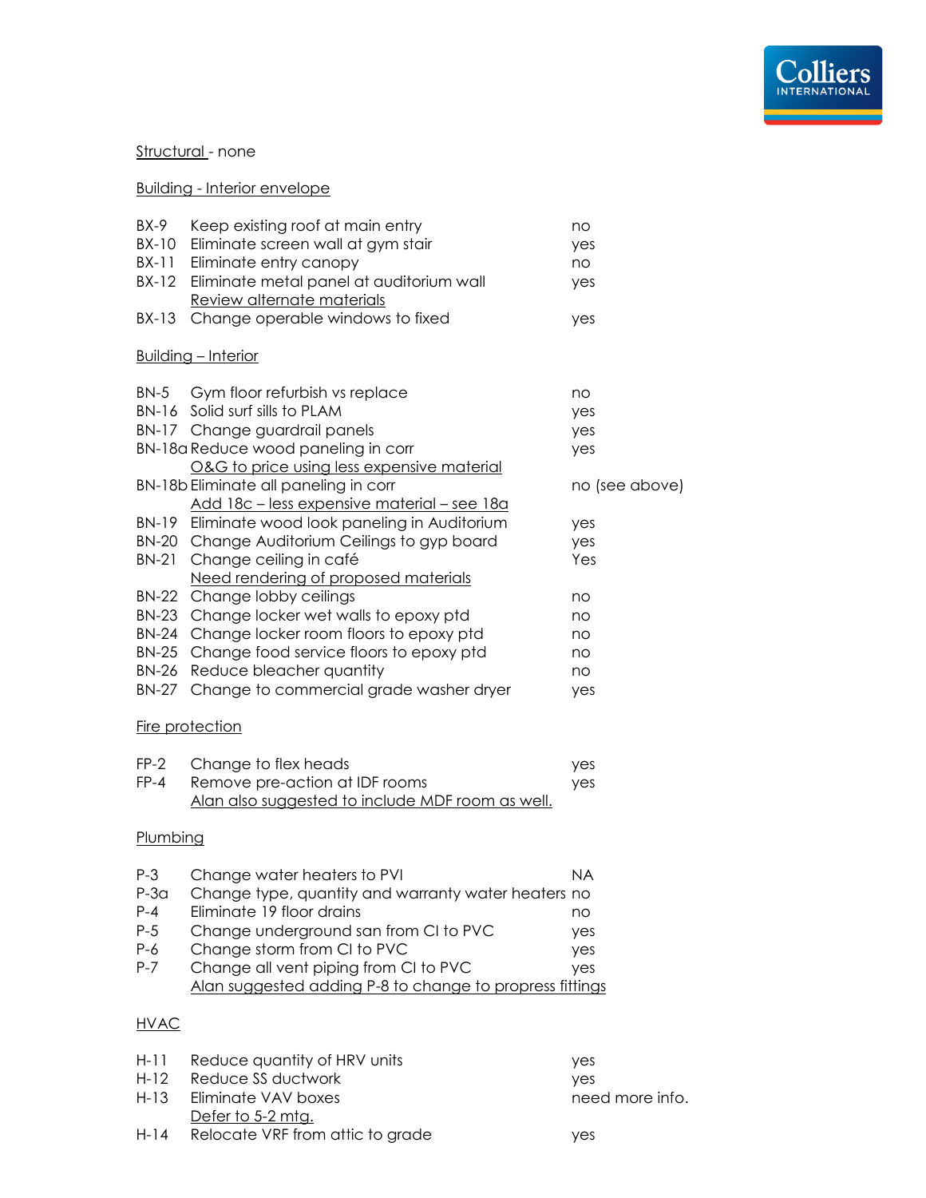<u>Structural</u> - none

<u>Building - Interior envelope</u>

| | | |
|---|---|---|
| BX-9 | Keep existing roof at main entry | no |
| BX-10 | Eliminate screen wall at gym stair | yes |
| BX-11 | Eliminate entry canopy | no |
| BX-12 | Eliminate metal panel at auditorium wall<br><u>Review alternate materials</u> | yes |
| BX-13 | Change operable windows to fixed | yes |

<u>Building – Interior</u>

| | | |
|---|---|---|
| BN-5 | Gym floor refurbish vs replace | no |
| BN-16 | Solid surf sills to PLAM | yes |
| BN-17 | Change guardrail panels | yes |
| BN-18a | Reduce wood paneling in corr<br><u>O&G to price using less expensive material</u> | yes |
| BN-18b | Eliminate all paneling in corr<br><u>Add 18c – less expensive material – see 18a</u> | no (see above) |
| BN-19 | Eliminate wood look paneling in Auditorium | yes |
| BN-20 | Change Auditorium Ceilings to gyp board | yes |
| BN-21 | Change ceiling in café<br><u>Need rendering of proposed materials</u> | Yes |
| BN-22 | Change lobby ceilings | no |
| BN-23 | Change locker wet walls to epoxy ptd | no |
| BN-24 | Change locker room floors to epoxy ptd | no |
| BN-25 | Change food service floors to epoxy ptd | no |
| BN-26 | Reduce bleacher quantity | no |
| BN-27 | Change to commercial grade washer dryer | yes |

<u>Fire protection</u>

| | | |
|---|---|---|
| FP-2 | Change to flex heads | yes |
| FP-4 | Remove pre-action at IDF rooms<br><u>Alan also suggested to include MDF room as well.</u> | yes |

<u>Plumbing</u>

| | | |
|---|---|---|
| P-3 | Change water heaters to PVI | NA |
| P-3a | Change type, quantity and warranty water heaters | no |
| P-4 | Eliminate 19 floor drains | no |
| P-5 | Change underground san from CI to PVC | yes |
| P-6 | Change storm from CI to PVC | yes |
| P-7 | Change all vent piping from CI to PVC<br><u>Alan suggested adding P-8 to change to propress fittings</u> | yes |

<u>HVAC</u>

| | | |
|---|---|---|
| H-11 | Reduce quantity of HRV units | yes |
| H-12 | Reduce SS ductwork | yes |
| H-13 | Eliminate VAV boxes<br><u>Defer to 5-2 mtg.</u> | need more info. |
| H-14 | Relocate VRF from attic to grade | yes |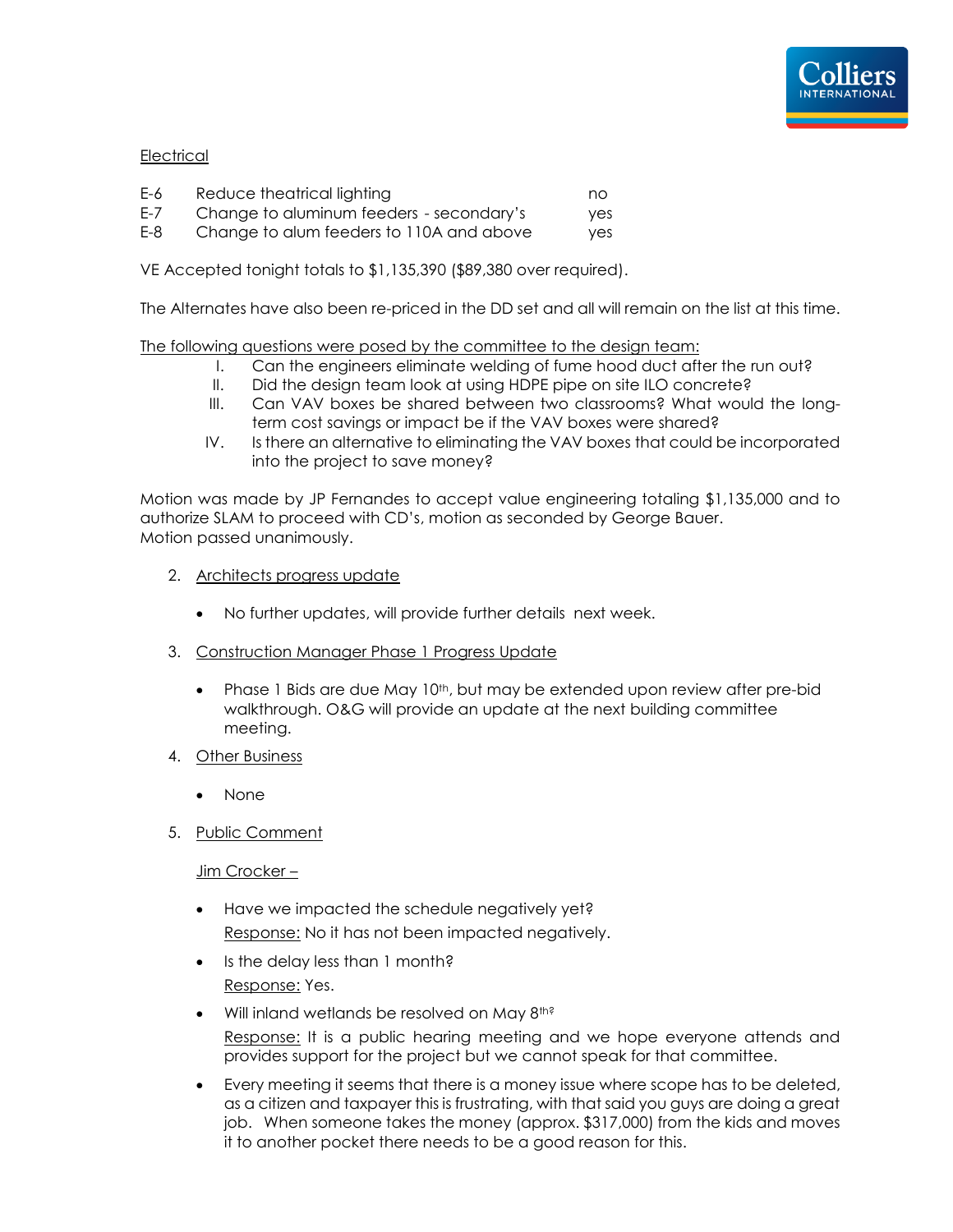Electrical

| | | |
|---|---|---|
| E-6 | Reduce theatrical lighting | no |
| E-7 | Change to aluminum feeders - secondary's | yes |
| E-8 | Change to alum feeders to 110A and above | yes |

VE Accepted tonight totals to $1,135,390 ($89,380 over required).

The Alternates have also been re-priced in the DD set and all will remain on the list at this time.

The following questions were posed by the committee to the design team:

I. Can the engineers eliminate welding of fume hood duct after the run out?
II. Did the design team look at using HDPE pipe on site ILO concrete?
III. Can VAV boxes be shared between two classrooms? What would the long-term cost savings or impact be if the VAV boxes were shared?
IV. Is there an alternative to eliminating the VAV boxes that could be incorporated into the project to save money?

Motion was made by JP Fernandes to accept value engineering totaling $1,135,000 and to authorize SLAM to proceed with CD's, motion as seconded by George Bauer.
Motion passed unanimously.

2. Architects progress update

   - No further updates, will provide further details next week.

3. Construction Manager Phase 1 Progress Update

   - Phase 1 Bids are due May 10th, but may be extended upon review after pre-bid walkthrough. O&G will provide an update at the next building committee meeting.

4. Other Business

   - None

5. Public Comment

   Jim Crocker –

   - Have we impacted the schedule negatively yet?
     Response: No it has not been impacted negatively.
   - Is the delay less than 1 month?
     Response: Yes.
   - Will inland wetlands be resolved on May 8th?
     Response: It is a public hearing meeting and we hope everyone attends and provides support for the project but we cannot speak for that committee.
   - Every meeting it seems that there is a money issue where scope has to be deleted, as a citizen and taxpayer this is frustrating, with that said you guys are doing a great job. When someone takes the money (approx. $317,000) from the kids and moves it to another pocket there needs to be a good reason for this.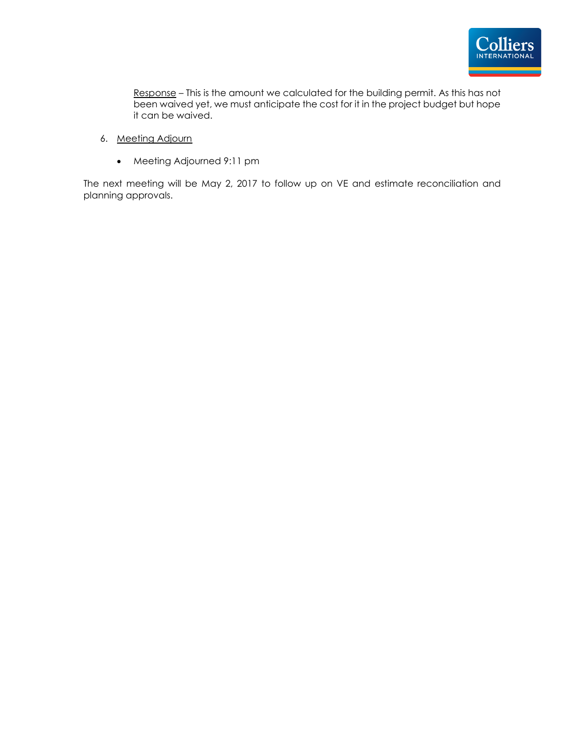<u>Response</u> – This is the amount we calculated for the building permit. As this has not been waived yet, we must anticipate the cost for it in the project budget but hope it can be waived.

6. <u>Meeting Adjourn</u>

   - Meeting Adjourned 9:11 pm

The next meeting will be May 2, 2017 to follow up on VE and estimate reconciliation and planning approvals.